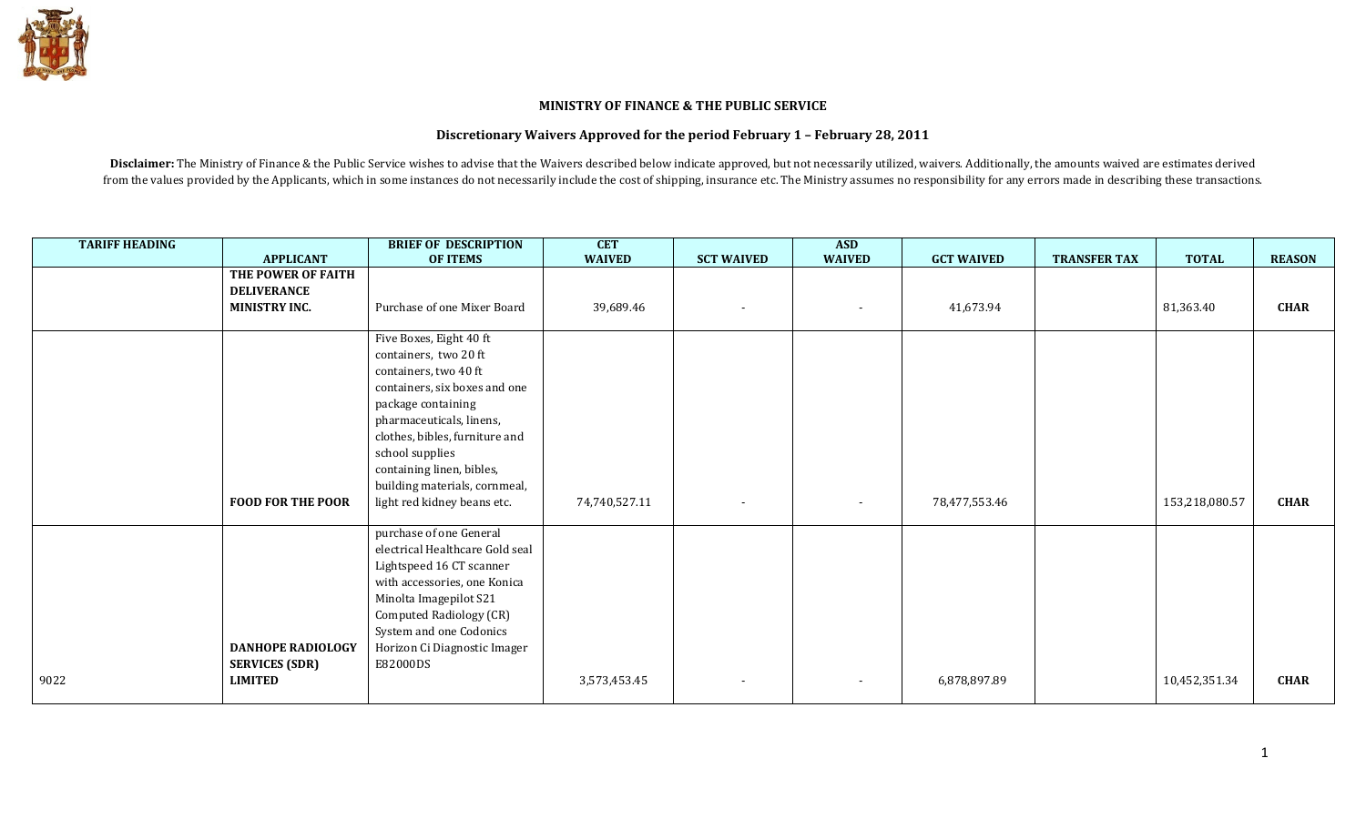**MINISTRY OF FINANCE & THE PUBLIC SERVICE**

**Discretionary Waivers Approved for the period February 1 – February 28, 2011**

**Disclaimer:** The Ministry of Finance & the Public Service wishes to advise that the Waivers described below indicate approved, but not necessarily utilized, waivers. Additionally, the amounts waived are estimates derived from the values provided by the Applicants, which in some instances do not necessarily include the cost of shipping, insurance etc. The Ministry assumes no responsibility for any errors made in describing these transactions.

| TARIFF HEADING | APPLICANT | BRIEF OF DESCRIPTION OF ITEMS | CET WAIVED | SCT WAIVED | ASD WAIVED | GCT WAIVED | TRANSFER TAX | TOTAL | REASON |
|---|---|---|---|---|---|---|---|---|---|
| | **THE POWER OF FAITH DELIVERANCE MINISTRY INC.** | Purchase of one Mixer Board | 39,689.46 | - | - | 41,673.94 | | 81,363.40 | **CHAR** |
| | **FOOD FOR THE POOR** | Five Boxes, Eight 40 ft containers, two 20 ft containers, two 40 ft containers, six boxes and one package containing pharmaceuticals, linens, clothes, bibles, furniture and school supplies containing linen, bibles, building materials, cornmeal, light red kidney beans etc. | 74,740,527.11 | - | - | 78,477,553.46 | | 153,218,080.57 | **CHAR** |
| 9022 | **DANHOPE RADIOLOGY SERVICES (SDR) LIMITED** | purchase of one General electrical Healthcare Gold seal Lightspeed 16 CT scanner with accessories, one Konica Minolta Imagepilot S21 Computed Radiology (CR) System and one Codonics Horizon Ci Diagnostic Imager E82000DS | 3,573,453.45 | - | - | 6,878,897.89 | | 10,452,351.34 | **CHAR** |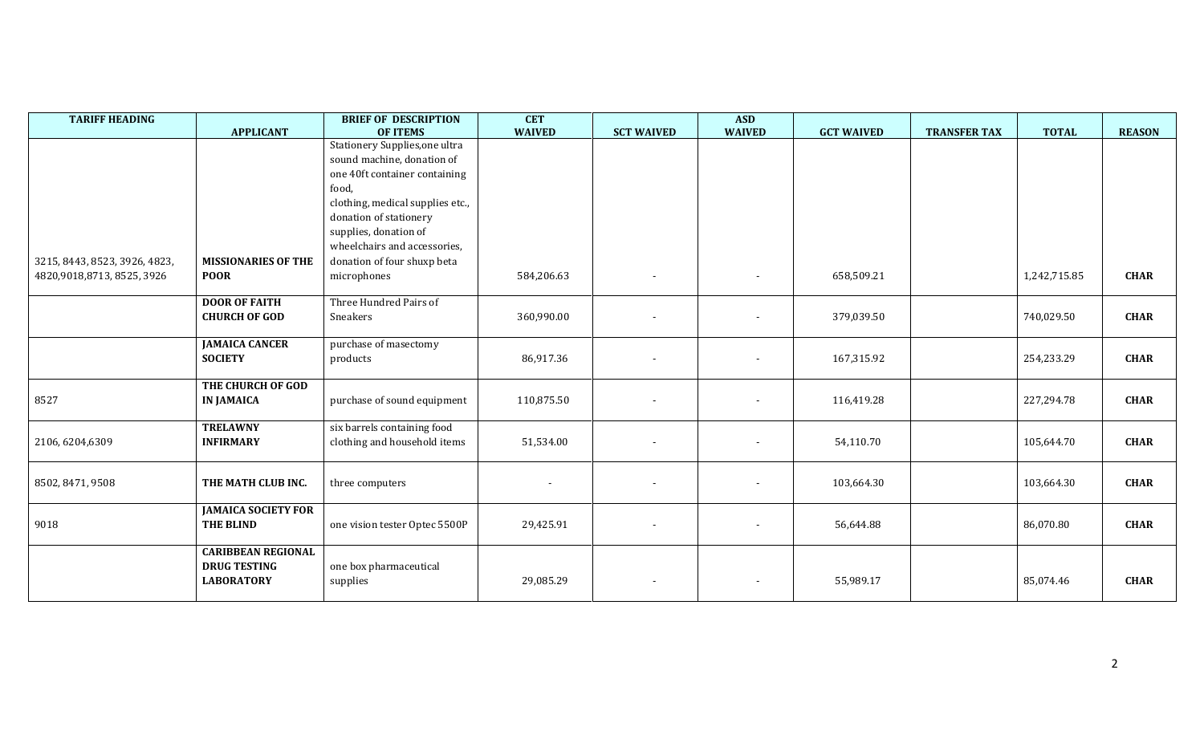| TARIFF HEADING | APPLICANT | BRIEF OF DESCRIPTION OF ITEMS | CET WAIVED | SCT WAIVED | ASD WAIVED | GCT WAIVED | TRANSFER TAX | TOTAL | REASON |
|---|---|---|---|---|---|---|---|---|---|
| 3215, 8443, 8523, 3926, 4823, 4820,9018,8713, 8525, 3926 | **MISSIONARIES OF THE POOR** | Stationery Supplies,one ultra sound machine, donation of one 40ft container containing food, clothing, medical supplies etc., donation of stationery supplies, donation of wheelchairs and accessories, donation of four shuxp beta microphones | 584,206.63 | - | - | 658,509.21 | | 1,242,715.85 | **CHAR** |
| | **DOOR OF FAITH CHURCH OF GOD** | Three Hundred Pairs of Sneakers | 360,990.00 | - | - | 379,039.50 | | 740,029.50 | **CHAR** |
| | **JAMAICA CANCER SOCIETY** | purchase of masectomy products | 86,917.36 | - | - | 167,315.92 | | 254,233.29 | **CHAR** |
| 8527 | **THE CHURCH OF GOD IN JAMAICA** | purchase of sound equipment | 110,875.50 | - | - | 116,419.28 | | 227,294.78 | **CHAR** |
| 2106, 6204,6309 | **TRELAWNY INFIRMARY** | six barrels containing food clothing and household items | 51,534.00 | - | - | 54,110.70 | | 105,644.70 | **CHAR** |
| 8502, 8471, 9508 | **THE MATH CLUB INC.** | three computers | - | - | - | 103,664.30 | | 103,664.30 | **CHAR** |
| 9018 | **JAMAICA SOCIETY FOR THE BLIND** | one vision tester Optec 5500P | 29,425.91 | - | - | 56,644.88 | | 86,070.80 | **CHAR** |
| | **CARIBBEAN REGIONAL DRUG TESTING LABORATORY** | one box pharmaceutical supplies | 29,085.29 | - | - | 55,989.17 | | 85,074.46 | **CHAR** |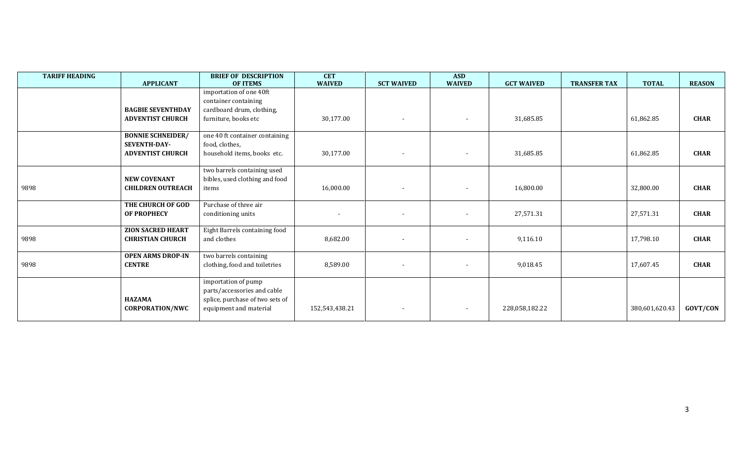| TARIFF HEADING | APPLICANT | BRIEF OF DESCRIPTION OF ITEMS | CET WAIVED | SCT WAIVED | ASD WAIVED | GCT WAIVED | TRANSFER TAX | TOTAL | REASON |
|---|---|---|---|---|---|---|---|---|---|
| | **BAGBIE SEVENTHDAY ADVENTIST CHURCH** | importation of one 40ft container containing cardboard drum, clothing, furniture, books etc | 30,177.00 | - | - | 31,685.85 | | 61,862.85 | **CHAR** |
| | **BONNIE SCHNEIDER/ SEVENTH-DAY-ADVENTIST CHURCH** | one 40 ft container containing food, clothes, household items, books etc. | 30,177.00 | - | - | 31,685.85 | | 61,862.85 | **CHAR** |
| 9898 | **NEW COVENANT CHILDREN OUTREACH** | two barrels containing used bibles, used clothing and food items | 16,000.00 | - | - | 16,800.00 | | 32,800.00 | **CHAR** |
| | **THE CHURCH OF GOD OF PROPHECY** | Purchase of three air conditioning units | - | - | - | 27,571.31 | | 27,571.31 | **CHAR** |
| 9898 | **ZION SACRED HEART CHRISTIAN CHURCH** | Eight Barrels containing food and clothes | 8,682.00 | - | - | 9,116.10 | | 17,798.10 | **CHAR** |
| 9898 | **OPEN ARMS DROP-IN CENTRE** | two barrels containing clothing, food and toiletries | 8,589.00 | - | - | 9,018.45 | | 17,607.45 | **CHAR** |
| | **HAZAMA CORPORATION/NWC** | importation of pump parts/accessories and cable splice, purchase of two sets of equipment and material | 152,543,438.21 | - | - | 228,058,182.22 | | 380,601,620.43 | **GOVT/CON** |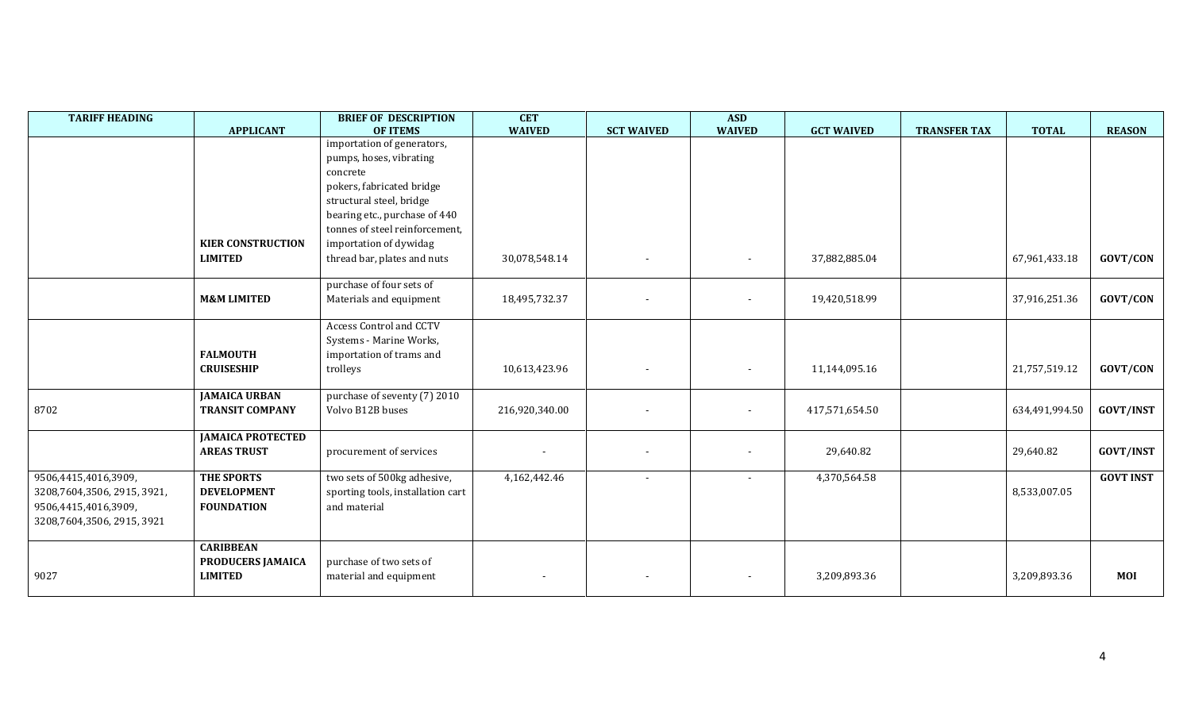| TARIFF HEADING | APPLICANT | BRIEF OF DESCRIPTION OF ITEMS | CET WAIVED | SCT WAIVED | ASD WAIVED | GCT WAIVED | TRANSFER TAX | TOTAL | REASON |
|---|---|---|---|---|---|---|---|---|---|
| | **KIER CONSTRUCTION LIMITED** | importation of generators, pumps, hoses, vibrating concrete pokers, fabricated bridge structural steel, bridge bearing etc., purchase of 440 tonnes of steel reinforcement, importation of dywidag thread bar, plates and nuts | 30,078,548.14 | - | - | 37,882,885.04 | | 67,961,433.18 | **GOVT/CON** |
| | **M&M LIMITED** | purchase of four sets of Materials and equipment | 18,495,732.37 | - | - | 19,420,518.99 | | 37,916,251.36 | **GOVT/CON** |
| | **FALMOUTH CRUISESHIP** | Access Control and CCTV Systems - Marine Works, importation of trams and trolleys | 10,613,423.96 | - | - | 11,144,095.16 | | 21,757,519.12 | **GOVT/CON** |
| 8702 | **JAMAICA URBAN TRANSIT COMPANY** | purchase of seventy (7) 2010 Volvo B12B buses | 216,920,340.00 | - | - | 417,571,654.50 | | 634,491,994.50 | **GOVT/INST** |
| | **JAMAICA PROTECTED AREAS TRUST** | procurement of services | - | - | - | 29,640.82 | | 29,640.82 | **GOVT/INST** |
| 9506,4415,4016,3909, 3208,7604,3506, 2915, 3921, 9506,4415,4016,3909, 3208,7604,3506, 2915, 3921 | **THE SPORTS DEVELOPMENT FOUNDATION** | two sets of 500kg adhesive, sporting tools, installation cart and material | 4,162,442.46 | - | - | 4,370,564.58 | | 8,533,007.05 | **GOVT INST** |
| 9027 | **CARIBBEAN PRODUCERS JAMAICA LIMITED** | purchase of two sets of material and equipment | - | - | - | 3,209,893.36 | | 3,209,893.36 | **MOI** |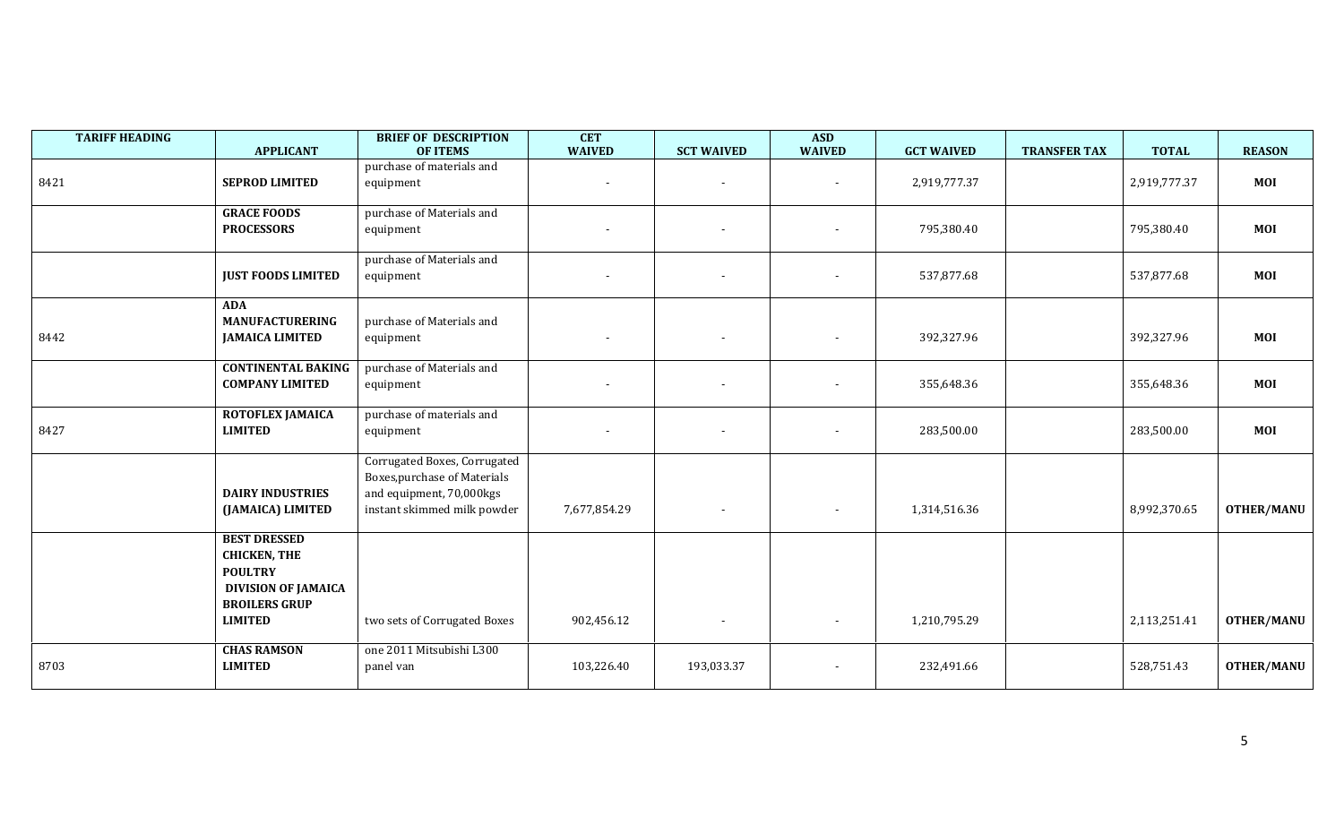| TARIFF HEADING | APPLICANT | BRIEF OF DESCRIPTION OF ITEMS | CET WAIVED | SCT WAIVED | ASD WAIVED | GCT WAIVED | TRANSFER TAX | TOTAL | REASON |
|---|---|---|---|---|---|---|---|---|---|
| 8421 | **SEPROD LIMITED** | purchase of materials and equipment | - | - | - | 2,919,777.37 | | 2,919,777.37 | **MOI** |
| | **GRACE FOODS PROCESSORS** | purchase of Materials and equipment | - | - | - | 795,380.40 | | 795,380.40 | **MOI** |
| | **JUST FOODS LIMITED** | purchase of Materials and equipment | - | - | - | 537,877.68 | | 537,877.68 | **MOI** |
| 8442 | **ADA MANUFACTURERING JAMAICA LIMITED** | purchase of Materials and equipment | - | - | - | 392,327.96 | | 392,327.96 | **MOI** |
| | **CONTINENTAL BAKING COMPANY LIMITED** | purchase of Materials and equipment | - | - | - | 355,648.36 | | 355,648.36 | **MOI** |
| 8427 | **ROTOFLEX JAMAICA LIMITED** | purchase of materials and equipment | - | - | - | 283,500.00 | | 283,500.00 | **MOI** |
| | **DAIRY INDUSTRIES (JAMAICA) LIMITED** | Corrugated Boxes, Corrugated Boxes,purchase of Materials and equipment, 70,000kgs instant skimmed milk powder | 7,677,854.29 | - | - | 1,314,516.36 | | 8,992,370.65 | **OTHER/MANU** |
| | **BEST DRESSED CHICKEN, THE POULTRY DIVISION OF JAMAICA BROILERS GRUP LIMITED** | two sets of Corrugated Boxes | 902,456.12 | - | - | 1,210,795.29 | | 2,113,251.41 | **OTHER/MANU** |
| 8703 | **CHAS RAMSON LIMITED** | one 2011 Mitsubishi L300 panel van | 103,226.40 | 193,033.37 | - | 232,491.66 | | 528,751.43 | **OTHER/MANU** |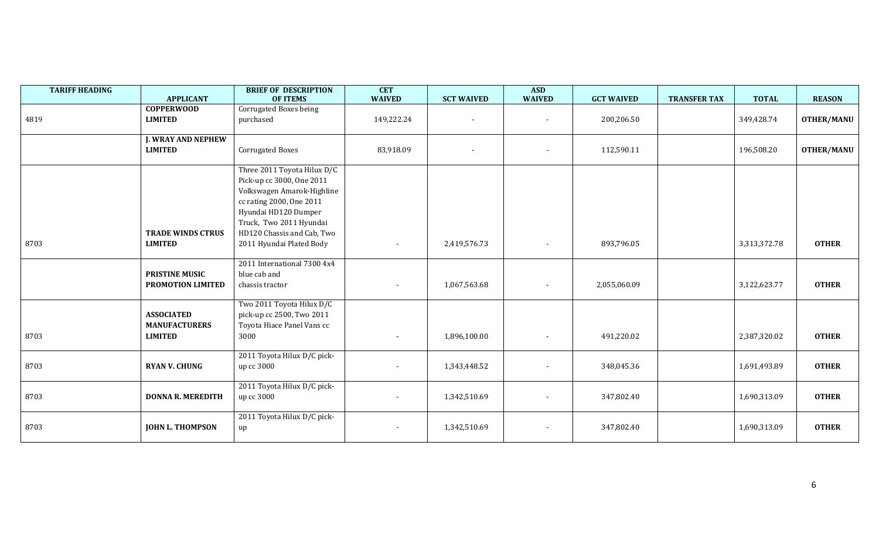| TARIFF HEADING | APPLICANT | BRIEF OF DESCRIPTION OF ITEMS | CET WAIVED | SCT WAIVED | ASD WAIVED | GCT WAIVED | TRANSFER TAX | TOTAL | REASON |
|---|---|---|---|---|---|---|---|---|---|
| 4819 | **COPPERWOOD LIMITED** | Corrugated Boxes being purchased | 149,222.24 | - | - | 200,206.50 | | 349,428.74 | **OTHER/MANU** |
| | **J. WRAY AND NEPHEW LIMITED** | Corrugated Boxes | 83,918.09 | - | - | 112,590.11 | | 196,508.20 | **OTHER/MANU** |
| 8703 | **TRADE WINDS CTRUS LIMITED** | Three 2011 Toyota Hilux D/C Pick-up cc 3000, One 2011 Volkswagen Amarok-Highline cc rating 2000, One 2011 Hyundai HD120 Dumper Truck, Two 2011 Hyundai HD120 Chassis and Cab, Two 2011 Hyundai Plated Body | - | 2,419,576.73 | - | 893,796.05 | | 3,313,372.78 | **OTHER** |
| | **PRISTINE MUSIC PROMOTION LIMITED** | 2011 International 7300 4x4 blue cab and chassis tractor | - | 1,067,563.68 | - | 2,055,060.09 | | 3,122,623.77 | **OTHER** |
| 8703 | **ASSOCIATED MANUFACTURERS LIMITED** | Two 2011 Toyota Hilux D/C pick-up cc 2500, Two 2011 Toyota Hiace Panel Vans cc 3000 | - | 1,896,100.00 | - | 491,220.02 | | 2,387,320.02 | **OTHER** |
| 8703 | **RYAN V. CHUNG** | 2011 Toyota Hilux D/C pick-up cc 3000 | - | 1,343,448.52 | - | 348,045.36 | | 1,691,493.89 | **OTHER** |
| 8703 | **DONNA R. MEREDITH** | 2011 Toyota Hilux D/C pick-up cc 3000 | - | 1,342,510.69 | - | 347,802.40 | | 1,690,313.09 | **OTHER** |
| 8703 | **JOHN L. THOMPSON** | 2011 Toyota Hilux D/C pick-up | - | 1,342,510.69 | - | 347,802.40 | | 1,690,313.09 | **OTHER** |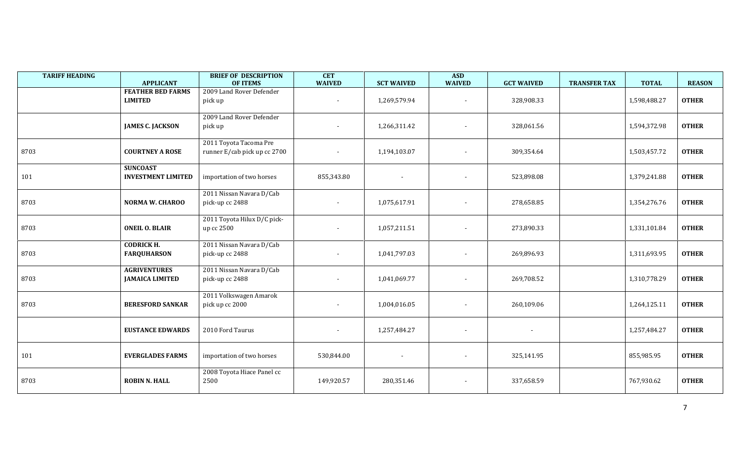| TARIFF HEADING | APPLICANT | BRIEF OF DESCRIPTION OF ITEMS | CET WAIVED | SCT WAIVED | ASD WAIVED | GCT WAIVED | TRANSFER TAX | TOTAL | REASON |
|---|---|---|---|---|---|---|---|---|---|
| | **FEATHER BED FARMS LIMITED** | 2009 Land Rover Defender pick up | - | 1,269,579.94 | - | 328,908.33 | | 1,598,488.27 | **OTHER** |
| | **JAMES C. JACKSON** | 2009 Land Rover Defender pick up | - | 1,266,311.42 | - | 328,061.56 | | 1,594,372.98 | **OTHER** |
| 8703 | **COURTNEY A ROSE** | 2011 Toyota Tacoma Pre runner E/cab pick up cc 2700 | - | 1,194,103.07 | - | 309,354.64 | | 1,503,457.72 | **OTHER** |
| 101 | **SUNCOAST INVESTMENT LIMITED** | importation of two horses | 855,343.80 | - | - | 523,898.08 | | 1,379,241.88 | **OTHER** |
| 8703 | **NORMA W. CHAROO** | 2011 Nissan Navara D/Cab pick-up cc 2488 | - | 1,075,617.91 | - | 278,658.85 | | 1,354,276.76 | **OTHER** |
| 8703 | **ONEIL O. BLAIR** | 2011 Toyota Hilux D/C pick-up cc 2500 | - | 1,057,211.51 | - | 273,890.33 | | 1,331,101.84 | **OTHER** |
| 8703 | **CODRICK H. FARQUHARSON** | 2011 Nissan Navara D/Cab pick-up cc 2488 | - | 1,041,797.03 | - | 269,896.93 | | 1,311,693.95 | **OTHER** |
| 8703 | **AGRIVENTURES JAMAICA LIMITED** | 2011 Nissan Navara D/Cab pick-up cc 2488 | - | 1,041,069.77 | - | 269,708.52 | | 1,310,778.29 | **OTHER** |
| 8703 | **BERESFORD SANKAR** | 2011 Volkswagen Amarok pick up cc 2000 | - | 1,004,016.05 | - | 260,109.06 | | 1,264,125.11 | **OTHER** |
| | **EUSTANCE EDWARDS** | 2010 Ford Taurus | - | 1,257,484.27 | - | - | | 1,257,484.27 | **OTHER** |
| 101 | **EVERGLADES FARMS** | importation of two horses | 530,844.00 | - | - | 325,141.95 | | 855,985.95 | **OTHER** |
| 8703 | **ROBIN N. HALL** | 2008 Toyota Hiace Panel cc 2500 | 149,920.57 | 280,351.46 | - | 337,658.59 | | 767,930.62 | **OTHER** |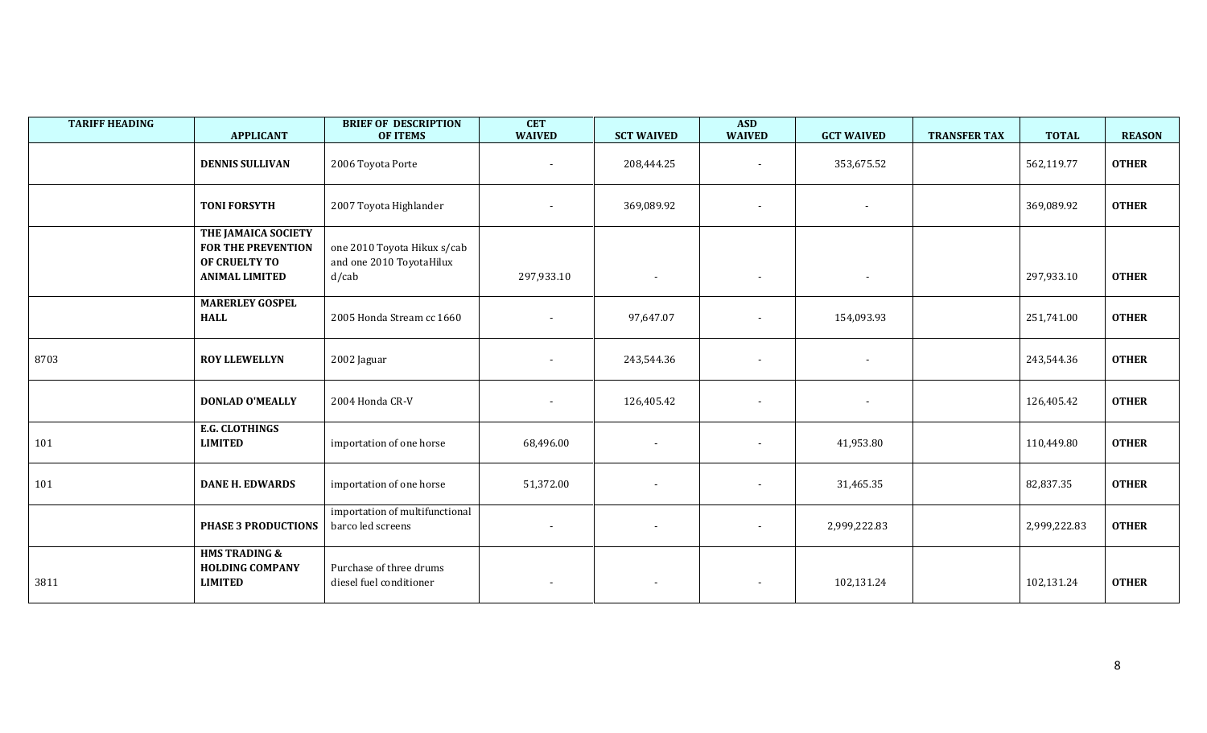| TARIFF HEADING | APPLICANT | BRIEF OF DESCRIPTION OF ITEMS | CET WAIVED | SCT WAIVED | ASD WAIVED | GCT WAIVED | TRANSFER TAX | TOTAL | REASON |
|---|---|---|---|---|---|---|---|---|---|
| | **DENNIS SULLIVAN** | 2006 Toyota Porte | - | 208,444.25 | - | 353,675.52 | | 562,119.77 | **OTHER** |
| | **TONI FORSYTH** | 2007 Toyota Highlander | - | 369,089.92 | - | - | | 369,089.92 | **OTHER** |
| | **THE JAMAICA SOCIETY FOR THE PREVENTION OF CRUELTY TO ANIMAL LIMITED** | one 2010 Toyota Hikux s/cab and one 2010 ToyotaHilux d/cab | 297,933.10 | - | - | - | | 297,933.10 | **OTHER** |
| | **MARERLEY GOSPEL HALL** | 2005 Honda Stream cc 1660 | - | 97,647.07 | - | 154,093.93 | | 251,741.00 | **OTHER** |
| 8703 | **ROY LLEWELLYN** | 2002 Jaguar | - | 243,544.36 | - | - | | 243,544.36 | **OTHER** |
| | **DONLAD O'MEALLY** | 2004 Honda CR-V | - | 126,405.42 | - | - | | 126,405.42 | **OTHER** |
| 101 | **E.G. CLOTHINGS LIMITED** | importation of one horse | 68,496.00 | - | - | 41,953.80 | | 110,449.80 | **OTHER** |
| 101 | **DANE H. EDWARDS** | importation of one horse | 51,372.00 | - | - | 31,465.35 | | 82,837.35 | **OTHER** |
| | **PHASE 3 PRODUCTIONS** | importation of multifunctional barco led screens | - | - | - | 2,999,222.83 | | 2,999,222.83 | **OTHER** |
| 3811 | **HMS TRADING & HOLDING COMPANY LIMITED** | Purchase of three drums diesel fuel conditioner | - | - | - | 102,131.24 | | 102,131.24 | **OTHER** |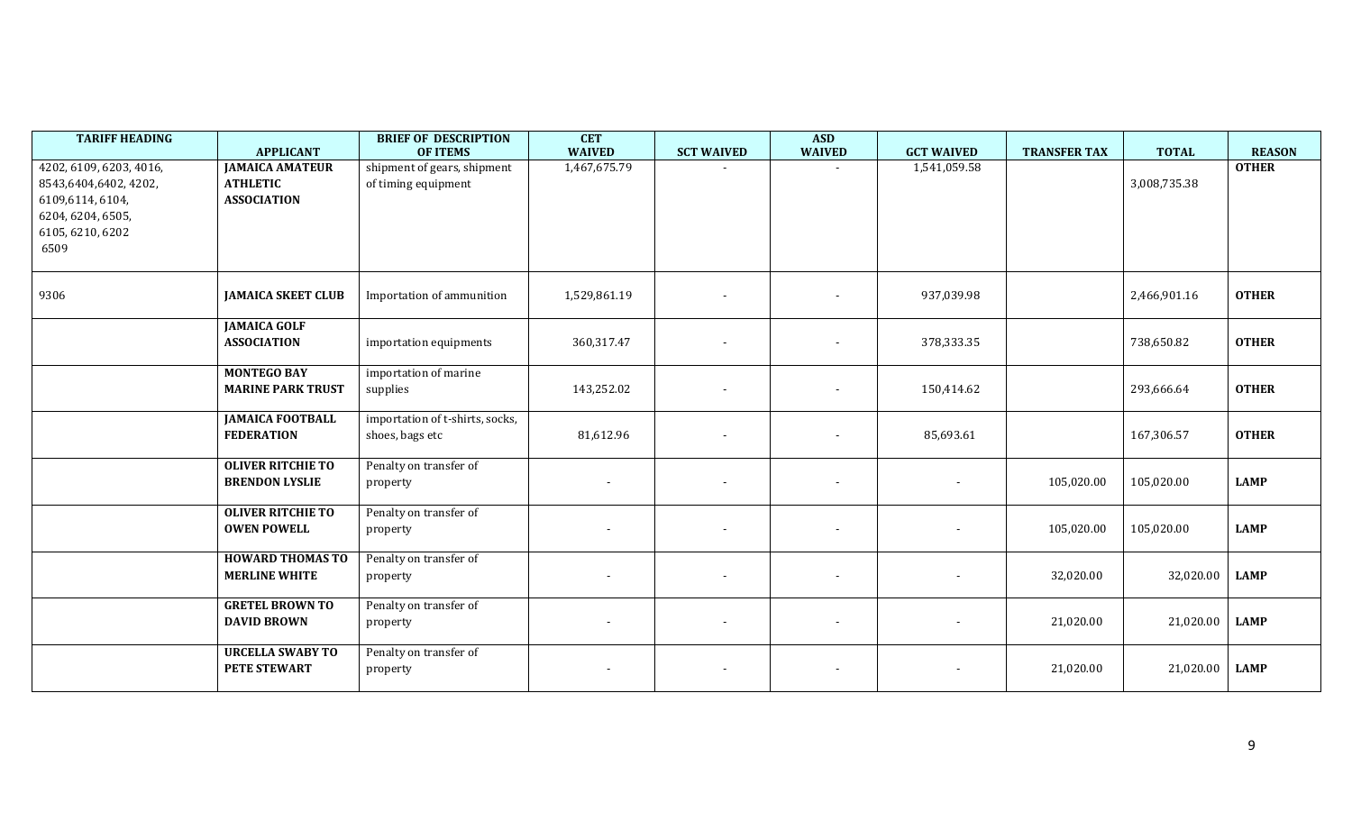| TARIFF HEADING | APPLICANT | BRIEF OF DESCRIPTION OF ITEMS | CET WAIVED | SCT WAIVED | ASD WAIVED | GCT WAIVED | TRANSFER TAX | TOTAL | REASON |
|---|---|---|---|---|---|---|---|---|---|
| 4202, 6109, 6203, 4016, 8543,6404,6402, 4202, 6109,6114, 6104, 6204, 6204, 6505, 6105, 6210, 6202 6509 | **JAMAICA AMATEUR ATHLETIC ASSOCIATION** | shipment of gears, shipment of timing equipment | 1,467,675.79 | - | - | 1,541,059.58 | | 3,008,735.38 | **OTHER** |
| 9306 | **JAMAICA SKEET CLUB** | Importation of ammunition | 1,529,861.19 | - | - | 937,039.98 | | 2,466,901.16 | **OTHER** |
| | **JAMAICA GOLF ASSOCIATION** | importation equipments | 360,317.47 | - | - | 378,333.35 | | 738,650.82 | **OTHER** |
| | **MONTEGO BAY MARINE PARK TRUST** | importation of marine supplies | 143,252.02 | - | - | 150,414.62 | | 293,666.64 | **OTHER** |
| | **JAMAICA FOOTBALL FEDERATION** | importation of t-shirts, socks, shoes, bags etc | 81,612.96 | - | - | 85,693.61 | | 167,306.57 | **OTHER** |
| | **OLIVER RITCHIE TO BRENDON LYSLIE** | Penalty on transfer of property | - | - | - | - | 105,020.00 | 105,020.00 | **LAMP** |
| | **OLIVER RITCHIE TO OWEN POWELL** | Penalty on transfer of property | - | - | - | - | 105,020.00 | 105,020.00 | **LAMP** |
| | **HOWARD THOMAS TO MERLINE WHITE** | Penalty on transfer of property | - | - | - | - | 32,020.00 | 32,020.00 | **LAMP** |
| | **GRETEL BROWN TO DAVID BROWN** | Penalty on transfer of property | - | - | - | - | 21,020.00 | 21,020.00 | **LAMP** |
| | **URCELLA SWABY TO PETE STEWART** | Penalty on transfer of property | - | - | - | - | 21,020.00 | 21,020.00 | **LAMP** |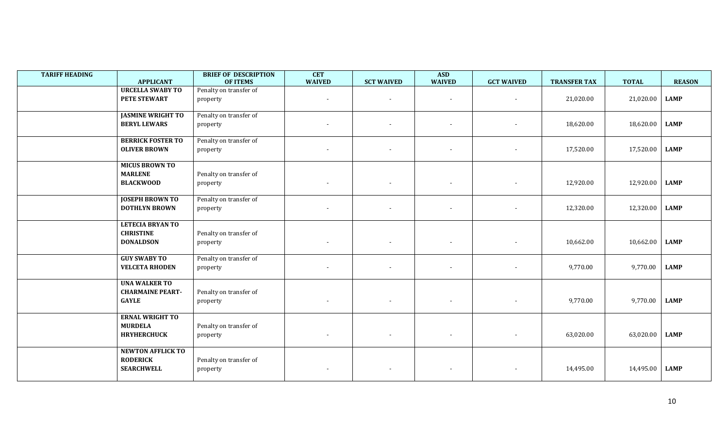| TARIFF HEADING | APPLICANT | BRIEF OF DESCRIPTION OF ITEMS | CET WAIVED | SCT WAIVED | ASD WAIVED | GCT WAIVED | TRANSFER TAX | TOTAL | REASON |
|---|---|---|---|---|---|---|---|---|---|
| | **URCELLA SWABY TO PETE STEWART** | Penalty on transfer of property | - | - | - | - | 21,020.00 | 21,020.00 | **LAMP** |
| | **JASMINE WRIGHT TO BERYL LEWARS** | Penalty on transfer of property | - | - | - | - | 18,620.00 | 18,620.00 | **LAMP** |
| | **BERRICK FOSTER TO OLIVER BROWN** | Penalty on transfer of property | - | - | - | - | 17,520.00 | 17,520.00 | **LAMP** |
| | **MICUS BROWN TO MARLENE BLACKWOOD** | Penalty on transfer of property | - | - | - | - | 12,920.00 | 12,920.00 | **LAMP** |
| | **JOSEPH BROWN TO DOTHLYN BROWN** | Penalty on transfer of property | - | - | - | - | 12,320.00 | 12,320.00 | **LAMP** |
| | **LETECIA BRYAN TO CHRISTINE DONALDSON** | Penalty on transfer of property | - | - | - | - | 10,662.00 | 10,662.00 | **LAMP** |
| | **GUY SWABY TO VELCETA RHODEN** | Penalty on transfer of property | - | - | - | - | 9,770.00 | 9,770.00 | **LAMP** |
| | **UNA WALKER TO CHARMAINE PEART-GAYLE** | Penalty on transfer of property | - | - | - | - | 9,770.00 | 9,770.00 | **LAMP** |
| | **ERNAL WRIGHT TO MURDELA HRYHERCHUCK** | Penalty on transfer of property | - | - | - | - | 63,020.00 | 63,020.00 | **LAMP** |
| | **NEWTON AFFLICK TO RODERICK SEARCHWELL** | Penalty on transfer of property | - | - | - | - | 14,495.00 | 14,495.00 | **LAMP** |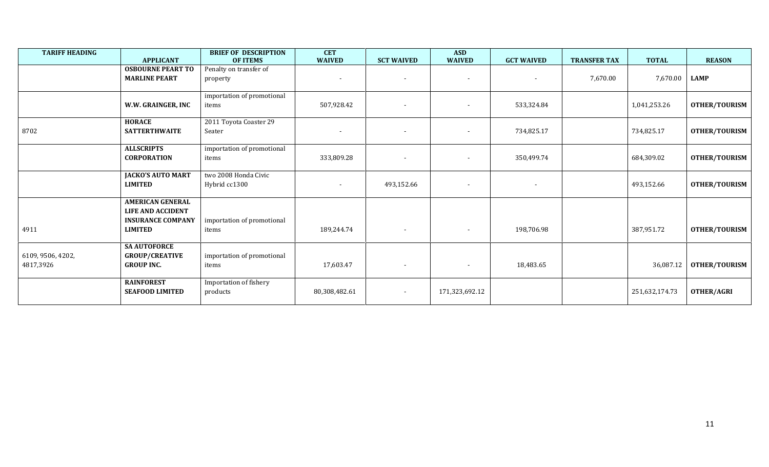| TARIFF HEADING | APPLICANT | BRIEF OF DESCRIPTION OF ITEMS | CET WAIVED | SCT WAIVED | ASD WAIVED | GCT WAIVED | TRANSFER TAX | TOTAL | REASON |
|---|---|---|---|---|---|---|---|---|---|
| | **OSBOURNE PEART TO MARLINE PEART** | Penalty on transfer of property | - | - | - | - | 7,670.00 | 7,670.00 | **LAMP** |
| | **W.W. GRAINGER, INC** | importation of promotional items | 507,928.42 | - | - | 533,324.84 | | 1,041,253.26 | **OTHER/TOURISM** |
| 8702 | **HORACE SATTERTHWAITE** | 2011 Toyota Coaster 29 Seater | - | - | - | 734,825.17 | | 734,825.17 | **OTHER/TOURISM** |
| | **ALLSCRIPTS CORPORATION** | importation of promotional items | 333,809.28 | - | - | 350,499.74 | | 684,309.02 | **OTHER/TOURISM** |
| | **JACKO'S AUTO MART LIMITED** | two 2008 Honda Civic Hybrid cc1300 | - | 493,152.66 | - | - | | 493,152.66 | **OTHER/TOURISM** |
| 4911 | **AMERICAN GENERAL LIFE AND ACCIDENT INSURANCE COMPANY LIMITED** | importation of promotional items | 189,244.74 | - | - | 198,706.98 | | 387,951.72 | **OTHER/TOURISM** |
| 6109, 9506, 4202, 4817,3926 | **SA AUTOFORCE GROUP/CREATIVE GROUP INC.** | importation of promotional items | 17,603.47 | - | - | 18,483.65 | | 36,087.12 | **OTHER/TOURISM** |
| | **RAINFOREST SEAFOOD LIMITED** | Importation of fishery products | 80,308,482.61 | - | 171,323,692.12 | | | 251,632,174.73 | **OTHER/AGRI** |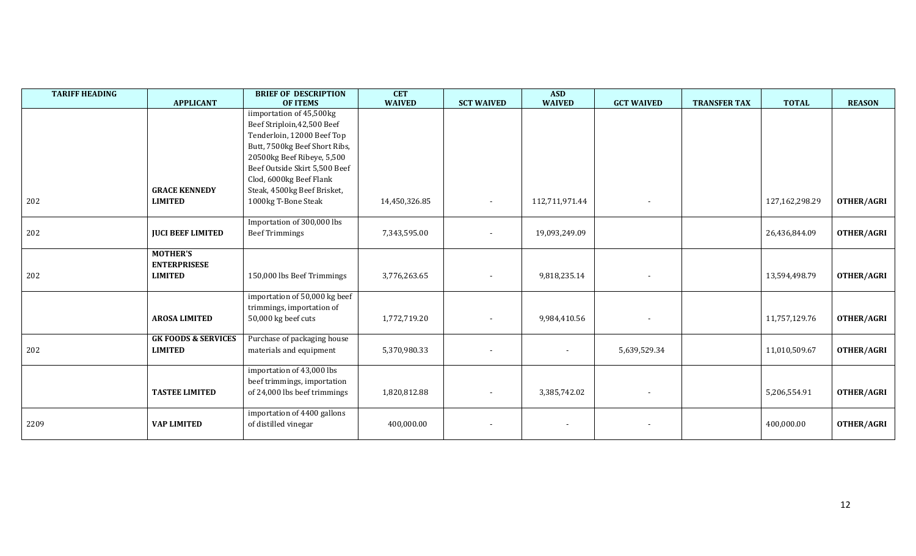| TARIFF HEADING | APPLICANT | BRIEF OF DESCRIPTION OF ITEMS | CET WAIVED | SCT WAIVED | ASD WAIVED | GCT WAIVED | TRANSFER TAX | TOTAL | REASON |
|---|---|---|---|---|---|---|---|---|---|
| 202 | **GRACE KENNEDY LIMITED** | iimportation of 45,500kg Beef Striploin,42,500 Beef Tenderloin, 12000 Beef Top Butt, 7500kg Beef Short Ribs, 20500kg Beef Ribeye, 5,500 Beef Outside Skirt 5,500 Beef Clod, 6000kg Beef Flank Steak, 4500kg Beef Brisket, 1000kg T-Bone Steak | 14,450,326.85 | - | 112,711,971.44 | - | | 127,162,298.29 | **OTHER/AGRI** |
| 202 | **JUCI BEEF LIMITED** | Importation of 300,000 lbs Beef Trimmings | 7,343,595.00 | - | 19,093,249.09 | | | 26,436,844.09 | **OTHER/AGRI** |
| 202 | **MOTHER'S ENTERPRISESE LIMITED** | 150,000 lbs Beef Trimmings | 3,776,263.65 | - | 9,818,235.14 | - | | 13,594,498.79 | **OTHER/AGRI** |
| | **AROSA LIMITED** | importation of 50,000 kg beef trimmings, importation of 50,000 kg beef cuts | 1,772,719.20 | - | 9,984,410.56 | - | | 11,757,129.76 | **OTHER/AGRI** |
| 202 | **GK FOODS & SERVICES LIMITED** | Purchase of packaging house materials and equipment | 5,370,980.33 | - | - | 5,639,529.34 | | 11,010,509.67 | **OTHER/AGRI** |
| | **TASTEE LIMITED** | importation of 43,000 lbs beef trimmings, importation of 24,000 lbs beef trimmings | 1,820,812.88 | - | 3,385,742.02 | - | | 5,206,554.91 | **OTHER/AGRI** |
| 2209 | **VAP LIMITED** | importation of 4400 gallons of distilled vinegar | 400,000.00 | - | - | - | | 400,000.00 | **OTHER/AGRI** |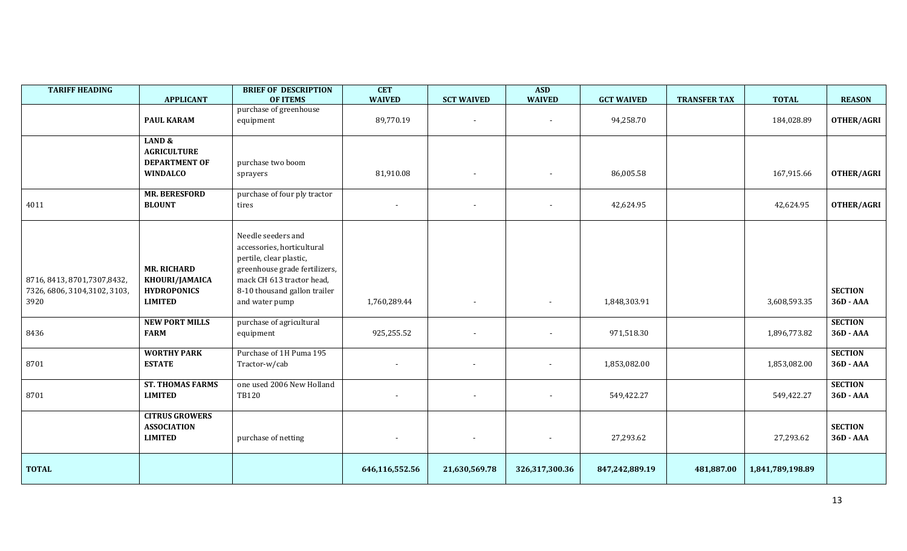| TARIFF HEADING | APPLICANT | BRIEF OF DESCRIPTION OF ITEMS | CET WAIVED | SCT WAIVED | ASD WAIVED | GCT WAIVED | TRANSFER TAX | TOTAL | REASON |
|---|---|---|---|---|---|---|---|---|---|
| | **PAUL KARAM** | purchase of greenhouse equipment | 89,770.19 | - | - | 94,258.70 | | 184,028.89 | **OTHER/AGRI** |
| | **LAND & AGRICULTURE DEPARTMENT OF WINDALCO** | purchase two boom sprayers | 81,910.08 | - | - | 86,005.58 | | 167,915.66 | **OTHER/AGRI** |
| 4011 | **MR. BERESFORD BLOUNT** | purchase of four ply tractor tires | - | - | - | 42,624.95 | | 42,624.95 | **OTHER/AGRI** |
| 8716, 8413, 8701,7307,8432, 7326, 6806, 3104,3102, 3103, 3920 | **MR. RICHARD KHOURI/JAMAICA HYDROPONICS LIMITED** | Needle seeders and accessories, horticultural pertile, clear plastic, greenhouse grade fertilizers, mack CH 613 tractor head, 8-10 thousand gallon trailer and water pump | 1,760,289.44 | - | - | 1,848,303.91 | | 3,608,593.35 | **SECTION 36D - AAA** |
| 8436 | **NEW PORT MILLS FARM** | purchase of agricultural equipment | 925,255.52 | - | - | 971,518.30 | | 1,896,773.82 | **SECTION 36D - AAA** |
| 8701 | **WORTHY PARK ESTATE** | Purchase of 1H Puma 195 Tractor-w/cab | - | - | - | 1,853,082.00 | | 1,853,082.00 | **SECTION 36D - AAA** |
| 8701 | **ST. THOMAS FARMS LIMITED** | one used 2006 New Holland TB120 | - | - | - | 549,422.27 | | 549,422.27 | **SECTION 36D - AAA** |
| | **CITRUS GROWERS ASSOCIATION LIMITED** | purchase of netting | - | - | - | 27,293.62 | | 27,293.62 | **SECTION 36D - AAA** |
| **TOTAL** | | | **646,116,552.56** | **21,630,569.78** | **326,317,300.36** | **847,242,889.19** | **481,887.00** | **1,841,789,198.89** | |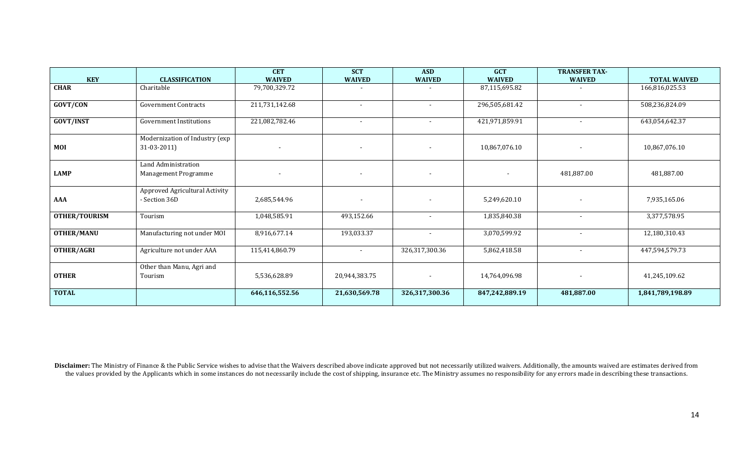| KEY | CLASSIFICATION | CET WAIVED | SCT WAIVED | ASD WAIVED | GCT WAIVED | TRANSFER TAX-WAIVED | TOTAL WAIVED |
|---|---|---|---|---|---|---|---|
| **CHAR** | Charitable | 79,700,329.72 | - | - | 87,115,695.82 | - | 166,816,025.53 |
| **GOVT/CON** | Government Contracts | 211,731,142.68 | - | - | 296,505,681.42 | - | 508,236,824.09 |
| **GOVT/INST** | Government Institutions | 221,082,782.46 | - | - | 421,971,859.91 | - | 643,054,642.37 |
| **MOI** | Modernization of Industry (exp 31-03-2011) | - | - | - | 10,867,076.10 | - | 10,867,076.10 |
| **LAMP** | Land Administration Management Programme | - | - | - | - | 481,887.00 | 481,887.00 |
| **AAA** | Approved Agricultural Activity - Section 36D | 2,685,544.96 | - | - | 5,249,620.10 | - | 7,935,165.06 |
| **OTHER/TOURISM** | Tourism | 1,048,585.91 | 493,152.66 | - | 1,835,840.38 | - | 3,377,578.95 |
| **OTHER/MANU** | Manufacturing not under MOI | 8,916,677.14 | 193,033.37 | - | 3,070,599.92 | - | 12,180,310.43 |
| **OTHER/AGRI** | Agriculture not under AAA | 115,414,860.79 | - | 326,317,300.36 | 5,862,418.58 | - | 447,594,579.73 |
| **OTHER** | Other than Manu, Agri and Tourism | 5,536,628.89 | 20,944,383.75 | - | 14,764,096.98 | - | 41,245,109.62 |
| **TOTAL** | | **646,116,552.56** | **21,630,569.78** | **326,317,300.36** | **847,242,889.19** | **481,887.00** | **1,841,789,198.89** |

**Disclaimer:** The Ministry of Finance & the Public Service wishes to advise that the Waivers described above indicate approved but not necessarily utilized waivers. Additionally, the amounts waived are estimates derived from the values provided by the Applicants which in some instances do not necessarily include the cost of shipping, insurance etc. The Ministry assumes no responsibility for any errors made in describing these transactions.